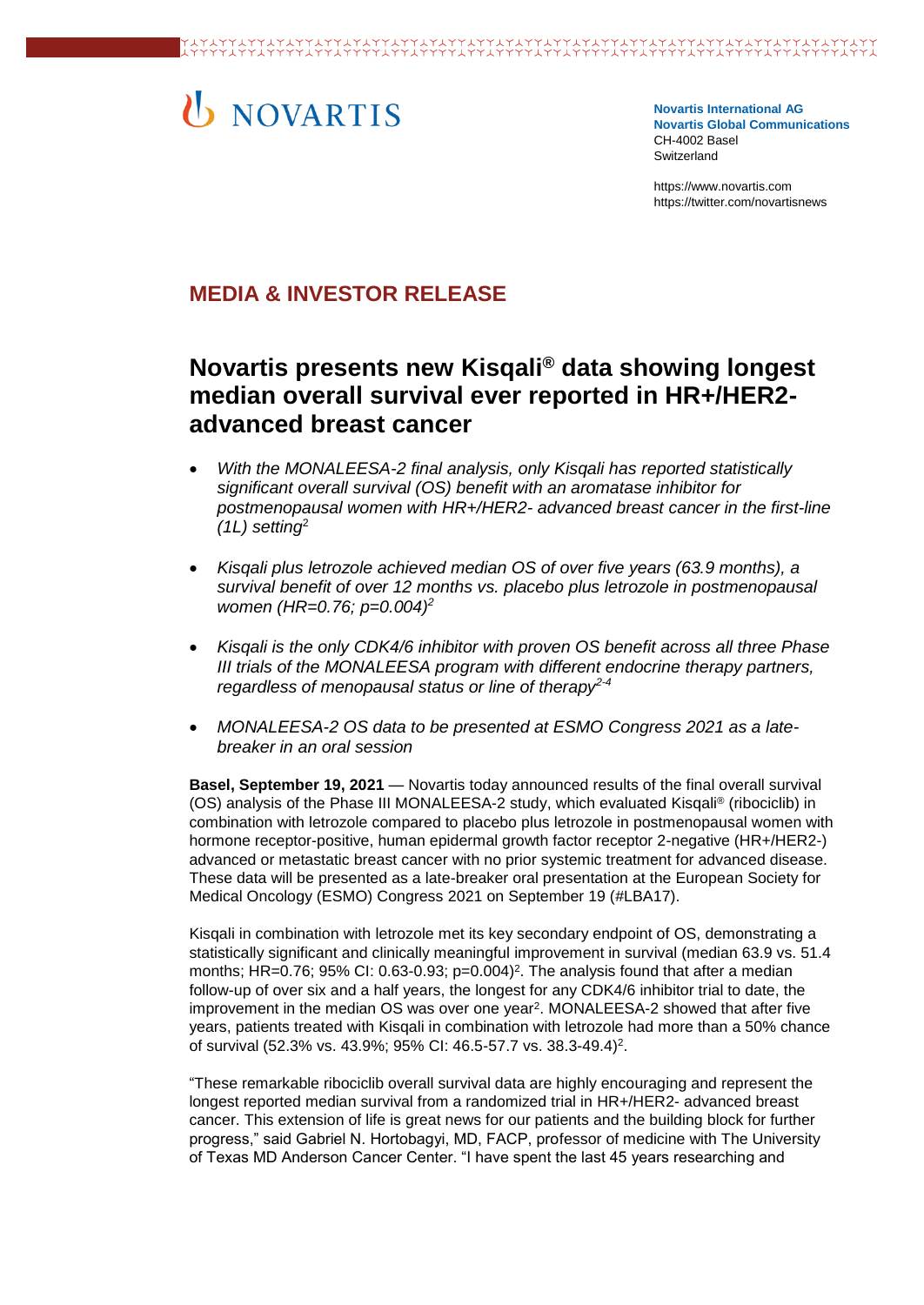Novartis International AG
Novartis Global Communications
CH-4002 Basel
Switzerland

https://www.novartis.com
https://twitter.com/novartisnews

## MEDIA & INVESTOR RELEASE

# Novartis presents new Kisqali® data showing longest median overall survival ever reported in HR+/HER2- advanced breast cancer

- *With the MONALEESA-2 final analysis, only Kisqali has reported statistically significant overall survival (OS) benefit with an aromatase inhibitor for postmenopausal women with HR+/HER2- advanced breast cancer in the first-line (1L) setting*[2]
- *Kisqali plus letrozole achieved median OS of over five years (63.9 months), a survival benefit of over 12 months vs. placebo plus letrozole in postmenopausal women (HR=0.76; p=0.004)*[2]
- *Kisqali is the only CDK4/6 inhibitor with proven OS benefit across all three Phase III trials of the MONALEESA program with different endocrine therapy partners, regardless of menopausal status or line of therapy*[2-4]
- *MONALEESA-2 OS data to be presented at ESMO Congress 2021 as a late-breaker in an oral session*

**Basel, September 19, 2021** — Novartis today announced results of the final overall survival (OS) analysis of the Phase III MONALEESA-2 study, which evaluated Kisqali® (ribociclib) in combination with letrozole compared to placebo plus letrozole in postmenopausal women with hormone receptor-positive, human epidermal growth factor receptor 2-negative (HR+/HER2-) advanced or metastatic breast cancer with no prior systemic treatment for advanced disease. These data will be presented as a late-breaker oral presentation at the European Society for Medical Oncology (ESMO) Congress 2021 on September 19 (#LBA17).

Kisqali in combination with letrozole met its key secondary endpoint of OS, demonstrating a statistically significant and clinically meaningful improvement in survival (median 63.9 vs. 51.4 months; HR=0.76; 95% CI: 0.63-0.93; p=0.004)[2]. The analysis found that after a median follow-up of over six and a half years, the longest for any CDK4/6 inhibitor trial to date, the improvement in the median OS was over one year[2]. MONALEESA-2 showed that after five years, patients treated with Kisqali in combination with letrozole had more than a 50% chance of survival (52.3% vs. 43.9%; 95% CI: 46.5-57.7 vs. 38.3-49.4)[2].

"These remarkable ribociclib overall survival data are highly encouraging and represent the longest reported median survival from a randomized trial in HR+/HER2- advanced breast cancer. This extension of life is great news for our patients and the building block for further progress," said Gabriel N. Hortobagyi, MD, FACP, professor of medicine with The University of Texas MD Anderson Cancer Center. "I have spent the last 45 years researching and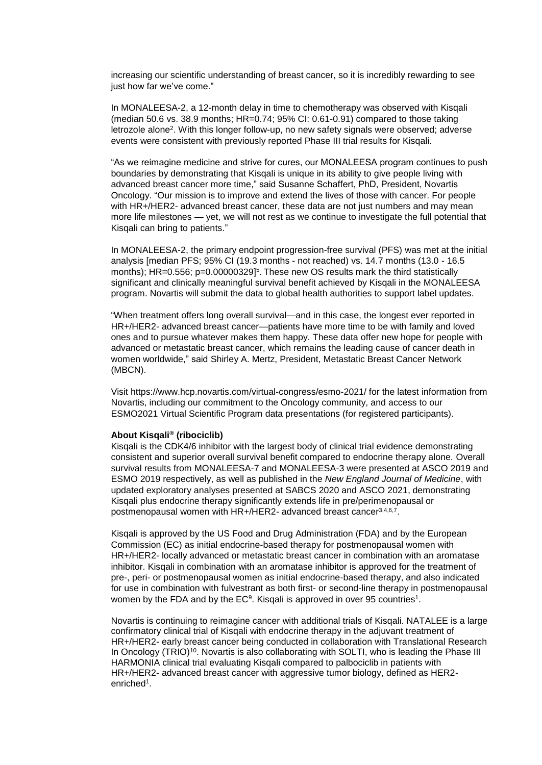increasing our scientific understanding of breast cancer, so it is incredibly rewarding to see just how far we've come."

In MONALEESA-2, a 12-month delay in time to chemotherapy was observed with Kisqali (median 50.6 vs. 38.9 months; HR=0.74; 95% CI: 0.61-0.91) compared to those taking letrozole alone[2]. With this longer follow-up, no new safety signals were observed; adverse events were consistent with previously reported Phase III trial results for Kisqali.

"As we reimagine medicine and strive for cures, our MONALEESA program continues to push boundaries by demonstrating that Kisqali is unique in its ability to give people living with advanced breast cancer more time," said Susanne Schaffert, PhD, President, Novartis Oncology. "Our mission is to improve and extend the lives of those with cancer. For people with HR+/HER2- advanced breast cancer, these data are not just numbers and may mean more life milestones — yet, we will not rest as we continue to investigate the full potential that Kisqali can bring to patients."

In MONALEESA-2, the primary endpoint progression-free survival (PFS) was met at the initial analysis [median PFS; 95% CI (19.3 months - not reached) vs. 14.7 months (13.0 - 16.5 months); HR=0.556; p=0.00000329][5]. These new OS results mark the third statistically significant and clinically meaningful survival benefit achieved by Kisqali in the MONALEESA program. Novartis will submit the data to global health authorities to support label updates.

"When treatment offers long overall survival—and in this case, the longest ever reported in HR+/HER2- advanced breast cancer—patients have more time to be with family and loved ones and to pursue whatever makes them happy. These data offer new hope for people with advanced or metastatic breast cancer, which remains the leading cause of cancer death in women worldwide," said Shirley A. Mertz, President, Metastatic Breast Cancer Network (MBCN).

Visit https://www.hcp.novartis.com/virtual-congress/esmo-2021/ for the latest information from Novartis, including our commitment to the Oncology community, and access to our ESMO2021 Virtual Scientific Program data presentations (for registered participants).

**About Kisqali® (ribociclib)**

Kisqali is the CDK4/6 inhibitor with the largest body of clinical trial evidence demonstrating consistent and superior overall survival benefit compared to endocrine therapy alone. Overall survival results from MONALEESA-7 and MONALEESA-3 were presented at ASCO 2019 and ESMO 2019 respectively, as well as published in the *New England Journal of Medicine*, with updated exploratory analyses presented at SABCS 2020 and ASCO 2021, demonstrating Kisqali plus endocrine therapy significantly extends life in pre/perimenopausal or postmenopausal women with HR+/HER2- advanced breast cancer[3,4,6,7].

Kisqali is approved by the US Food and Drug Administration (FDA) and by the European Commission (EC) as initial endocrine-based therapy for postmenopausal women with HR+/HER2- locally advanced or metastatic breast cancer in combination with an aromatase inhibitor. Kisqali in combination with an aromatase inhibitor is approved for the treatment of pre-, peri- or postmenopausal women as initial endocrine-based therapy, and also indicated for use in combination with fulvestrant as both first- or second-line therapy in postmenopausal women by the FDA and by the EC[9]. Kisqali is approved in over 95 countries[1].

Novartis is continuing to reimagine cancer with additional trials of Kisqali. NATALEE is a large confirmatory clinical trial of Kisqali with endocrine therapy in the adjuvant treatment of HR+/HER2- early breast cancer being conducted in collaboration with Translational Research In Oncology (TRIO)[10]. Novartis is also collaborating with SOLTI, who is leading the Phase III HARMONIA clinical trial evaluating Kisqali compared to palbociclib in patients with HR+/HER2- advanced breast cancer with aggressive tumor biology, defined as HER2-enriched[1].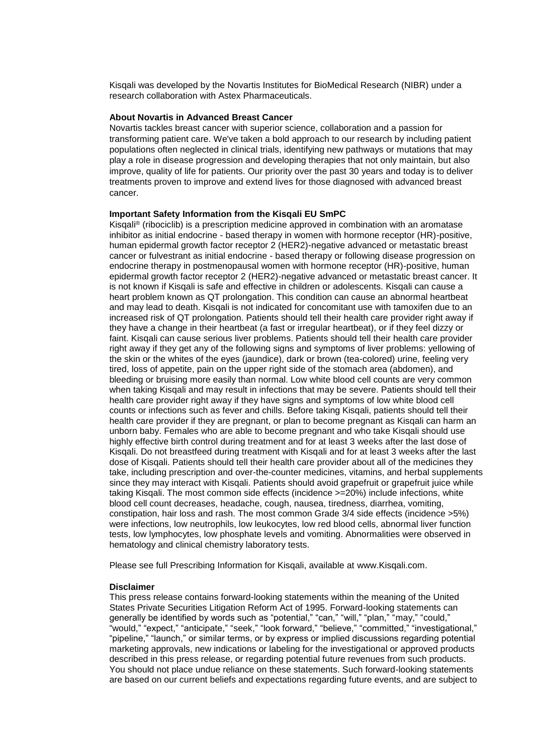Kisqali was developed by the Novartis Institutes for BioMedical Research (NIBR) under a research collaboration with Astex Pharmaceuticals.

**About Novartis in Advanced Breast Cancer**
Novartis tackles breast cancer with superior science, collaboration and a passion for transforming patient care. We've taken a bold approach to our research by including patient populations often neglected in clinical trials, identifying new pathways or mutations that may play a role in disease progression and developing therapies that not only maintain, but also improve, quality of life for patients. Our priority over the past 30 years and today is to deliver treatments proven to improve and extend lives for those diagnosed with advanced breast cancer.

**Important Safety Information from the Kisqali EU SmPC**
Kisqali® (ribociclib) is a prescription medicine approved in combination with an aromatase inhibitor as initial endocrine - based therapy in women with hormone receptor (HR)-positive, human epidermal growth factor receptor 2 (HER2)-negative advanced or metastatic breast cancer or fulvestrant as initial endocrine - based therapy or following disease progression on endocrine therapy in postmenopausal women with hormone receptor (HR)-positive, human epidermal growth factor receptor 2 (HER2)-negative advanced or metastatic breast cancer. It is not known if Kisqali is safe and effective in children or adolescents. Kisqali can cause a heart problem known as QT prolongation. This condition can cause an abnormal heartbeat and may lead to death. Kisqali is not indicated for concomitant use with tamoxifen due to an increased risk of QT prolongation. Patients should tell their health care provider right away if they have a change in their heartbeat (a fast or irregular heartbeat), or if they feel dizzy or faint. Kisqali can cause serious liver problems. Patients should tell their health care provider right away if they get any of the following signs and symptoms of liver problems: yellowing of the skin or the whites of the eyes (jaundice), dark or brown (tea-colored) urine, feeling very tired, loss of appetite, pain on the upper right side of the stomach area (abdomen), and bleeding or bruising more easily than normal. Low white blood cell counts are very common when taking Kisqali and may result in infections that may be severe. Patients should tell their health care provider right away if they have signs and symptoms of low white blood cell counts or infections such as fever and chills. Before taking Kisqali, patients should tell their health care provider if they are pregnant, or plan to become pregnant as Kisqali can harm an unborn baby. Females who are able to become pregnant and who take Kisqali should use highly effective birth control during treatment and for at least 3 weeks after the last dose of Kisqali. Do not breastfeed during treatment with Kisqali and for at least 3 weeks after the last dose of Kisqali. Patients should tell their health care provider about all of the medicines they take, including prescription and over-the-counter medicines, vitamins, and herbal supplements since they may interact with Kisqali. Patients should avoid grapefruit or grapefruit juice while taking Kisqali. The most common side effects (incidence >=20%) include infections, white blood cell count decreases, headache, cough, nausea, tiredness, diarrhea, vomiting, constipation, hair loss and rash. The most common Grade 3/4 side effects (incidence >5%) were infections, low neutrophils, low leukocytes, low red blood cells, abnormal liver function tests, low lymphocytes, low phosphate levels and vomiting. Abnormalities were observed in hematology and clinical chemistry laboratory tests.

Please see full Prescribing Information for Kisqali, available at www.Kisqali.com.

**Disclaimer**
This press release contains forward-looking statements within the meaning of the United States Private Securities Litigation Reform Act of 1995. Forward-looking statements can generally be identified by words such as "potential," "can," "will," "plan," "may," "could," "would," "expect," "anticipate," "seek," "look forward," "believe," "committed," "investigational," "pipeline," "launch," or similar terms, or by express or implied discussions regarding potential marketing approvals, new indications or labeling for the investigational or approved products described in this press release, or regarding potential future revenues from such products. You should not place undue reliance on these statements. Such forward-looking statements are based on our current beliefs and expectations regarding future events, and are subject to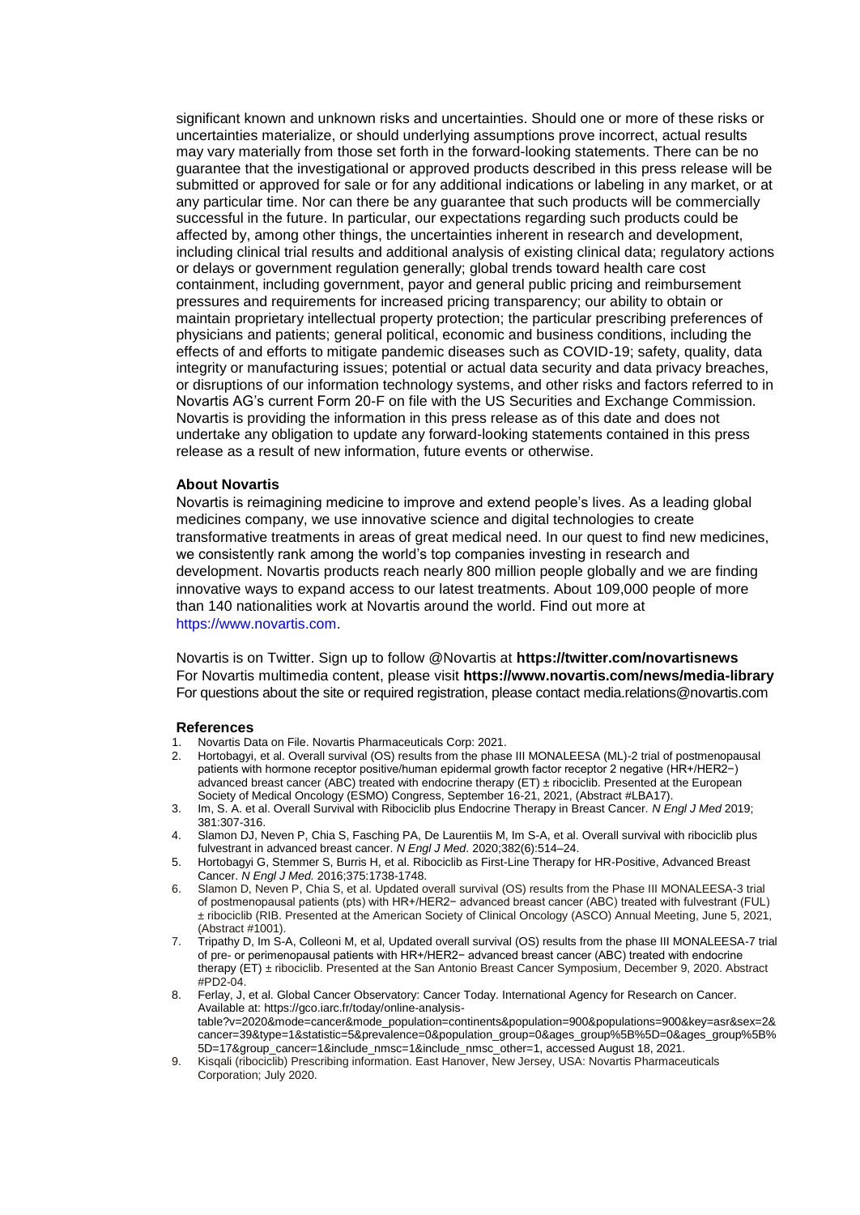significant known and unknown risks and uncertainties. Should one or more of these risks or uncertainties materialize, or should underlying assumptions prove incorrect, actual results may vary materially from those set forth in the forward-looking statements. There can be no guarantee that the investigational or approved products described in this press release will be submitted or approved for sale or for any additional indications or labeling in any market, or at any particular time. Nor can there be any guarantee that such products will be commercially successful in the future. In particular, our expectations regarding such products could be affected by, among other things, the uncertainties inherent in research and development, including clinical trial results and additional analysis of existing clinical data; regulatory actions or delays or government regulation generally; global trends toward health care cost containment, including government, payor and general public pricing and reimbursement pressures and requirements for increased pricing transparency; our ability to obtain or maintain proprietary intellectual property protection; the particular prescribing preferences of physicians and patients; general political, economic and business conditions, including the effects of and efforts to mitigate pandemic diseases such as COVID-19; safety, quality, data integrity or manufacturing issues; potential or actual data security and data privacy breaches, or disruptions of our information technology systems, and other risks and factors referred to in Novartis AG's current Form 20-F on file with the US Securities and Exchange Commission. Novartis is providing the information in this press release as of this date and does not undertake any obligation to update any forward-looking statements contained in this press release as a result of new information, future events or otherwise.

**About Novartis**

Novartis is reimagining medicine to improve and extend people's lives. As a leading global medicines company, we use innovative science and digital technologies to create transformative treatments in areas of great medical need. In our quest to find new medicines, we consistently rank among the world's top companies investing in research and development. Novartis products reach nearly 800 million people globally and we are finding innovative ways to expand access to our latest treatments. About 109,000 people of more than 140 nationalities work at Novartis around the world. Find out more at https://www.novartis.com.

Novartis is on Twitter. Sign up to follow @Novartis at **https://twitter.com/novartisnews**
For Novartis multimedia content, please visit **https://www.novartis.com/news/media-library**
For questions about the site or required registration, please contact media.relations@novartis.com

**References**

1. Novartis Data on File. Novartis Pharmaceuticals Corp: 2021.
2. Hortobagyi, et al. Overall survival (OS) results from the phase III MONALEESA (ML)-2 trial of postmenopausal patients with hormone receptor positive/human epidermal growth factor receptor 2 negative (HR+/HER2−) advanced breast cancer (ABC) treated with endocrine therapy (ET) ± ribociclib. Presented at the European Society of Medical Oncology (ESMO) Congress, September 16-21, 2021, (Abstract #LBA17).
3. Im, S. A. et al. Overall Survival with Ribociclib plus Endocrine Therapy in Breast Cancer. *N Engl J Med* 2019; 381:307-316.
4. Slamon DJ, Neven P, Chia S, Fasching PA, De Laurentiis M, Im S-A, et al. Overall survival with ribociclib plus fulvestrant in advanced breast cancer. *N Engl J Med*. 2020;382(6):514–24.
5. Hortobagyi G, Stemmer S, Burris H, et al. Ribociclib as First-Line Therapy for HR-Positive, Advanced Breast Cancer. *N Engl J Med.* 2016;375:1738-1748.
6. Slamon D, Neven P, Chia S, et al. Updated overall survival (OS) results from the Phase III MONALEESA-3 trial of postmenopausal patients (pts) with HR+/HER2− advanced breast cancer (ABC) treated with fulvestrant (FUL) ± ribociclib (RIB. Presented at the American Society of Clinical Oncology (ASCO) Annual Meeting, June 5, 2021, (Abstract #1001).
7. Tripathy D, Im S-A, Colleoni M, et al, Updated overall survival (OS) results from the phase III MONALEESA-7 trial of pre- or perimenopausal patients with HR+/HER2− advanced breast cancer (ABC) treated with endocrine therapy (ET) ± ribociclib. Presented at the San Antonio Breast Cancer Symposium, December 9, 2020. Abstract #PD2-04.
8. Ferlay, J, et al. Global Cancer Observatory: Cancer Today. International Agency for Research on Cancer. Available at: https://gco.iarc.fr/today/online-analysis-table?v=2020&mode=cancer&mode_population=continents&population=900&populations=900&key=asr&sex=2&cancer=39&type=1&statistic=5&prevalence=0&population_group=0&ages_group%5B%5D=0&ages_group%5B%5D=17&group_cancer=1&include_nmsc=1&include_nmsc_other=1, accessed August 18, 2021.
9. Kisqali (ribociclib) Prescribing information. East Hanover, New Jersey, USA: Novartis Pharmaceuticals Corporation; July 2020.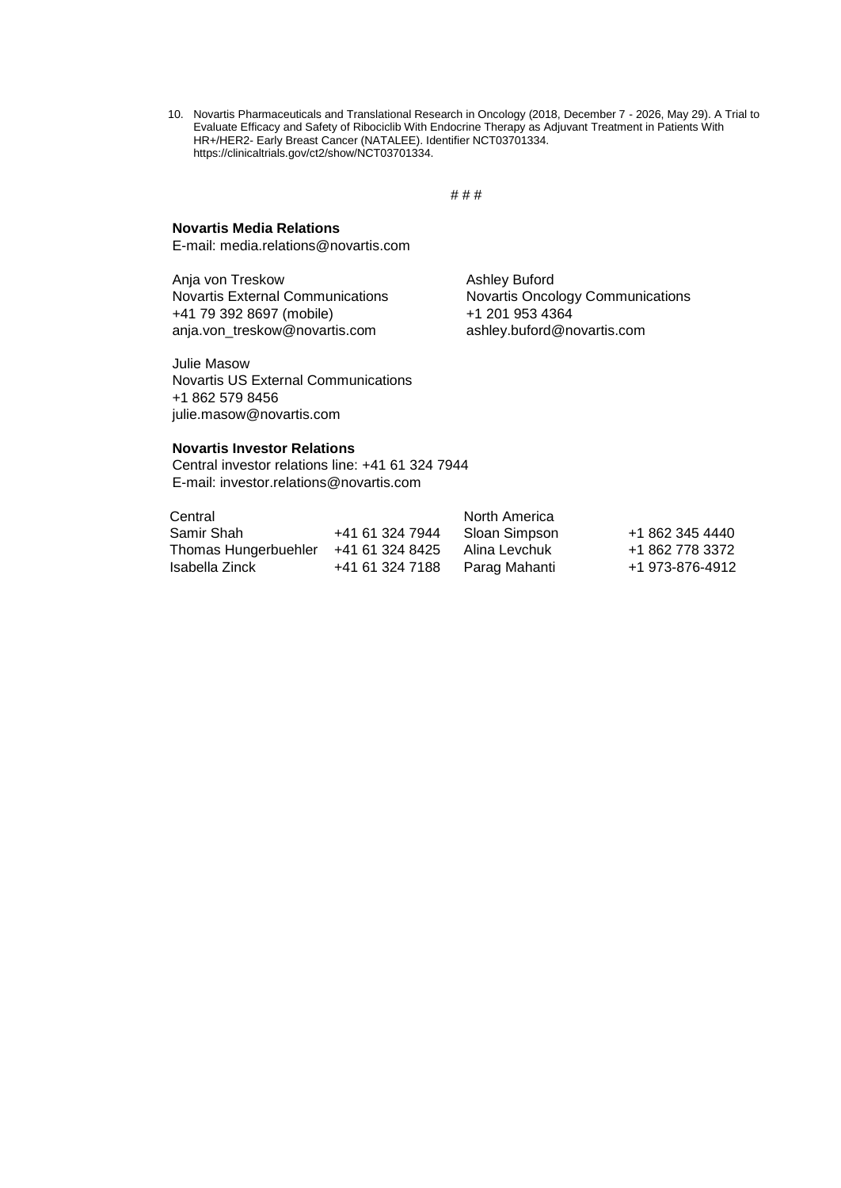10. Novartis Pharmaceuticals and Translational Research in Oncology (2018, December 7 - 2026, May 29). A Trial to Evaluate Efficacy and Safety of Ribociclib With Endocrine Therapy as Adjuvant Treatment in Patients With HR+/HER2- Early Breast Cancer (NATALEE). Identifier NCT03701334. https://clinicaltrials.gov/ct2/show/NCT03701334.

# # #

**Novartis Media Relations**
E-mail: media.relations@novartis.com

Anja von Treskow
Novartis External Communications
+41 79 392 8697 (mobile)
anja.von_treskow@novartis.com

Ashley Buford
Novartis Oncology Communications
+1 201 953 4364
ashley.buford@novartis.com

Julie Masow
Novartis US External Communications
+1 862 579 8456
julie.masow@novartis.com

**Novartis Investor Relations**
Central investor relations line: +41 61 324 7944
E-mail: investor.relations@novartis.com

| | | | |
|---|---|---|---|
| Central | | North America | |
| Samir Shah | +41 61 324 7944 | Sloan Simpson | +1 862 345 4440 |
| Thomas Hungerbuehler | +41 61 324 8425 | Alina Levchuk | +1 862 778 3372 |
| Isabella Zinck | +41 61 324 7188 | Parag Mahanti | +1 973-876-4912 |